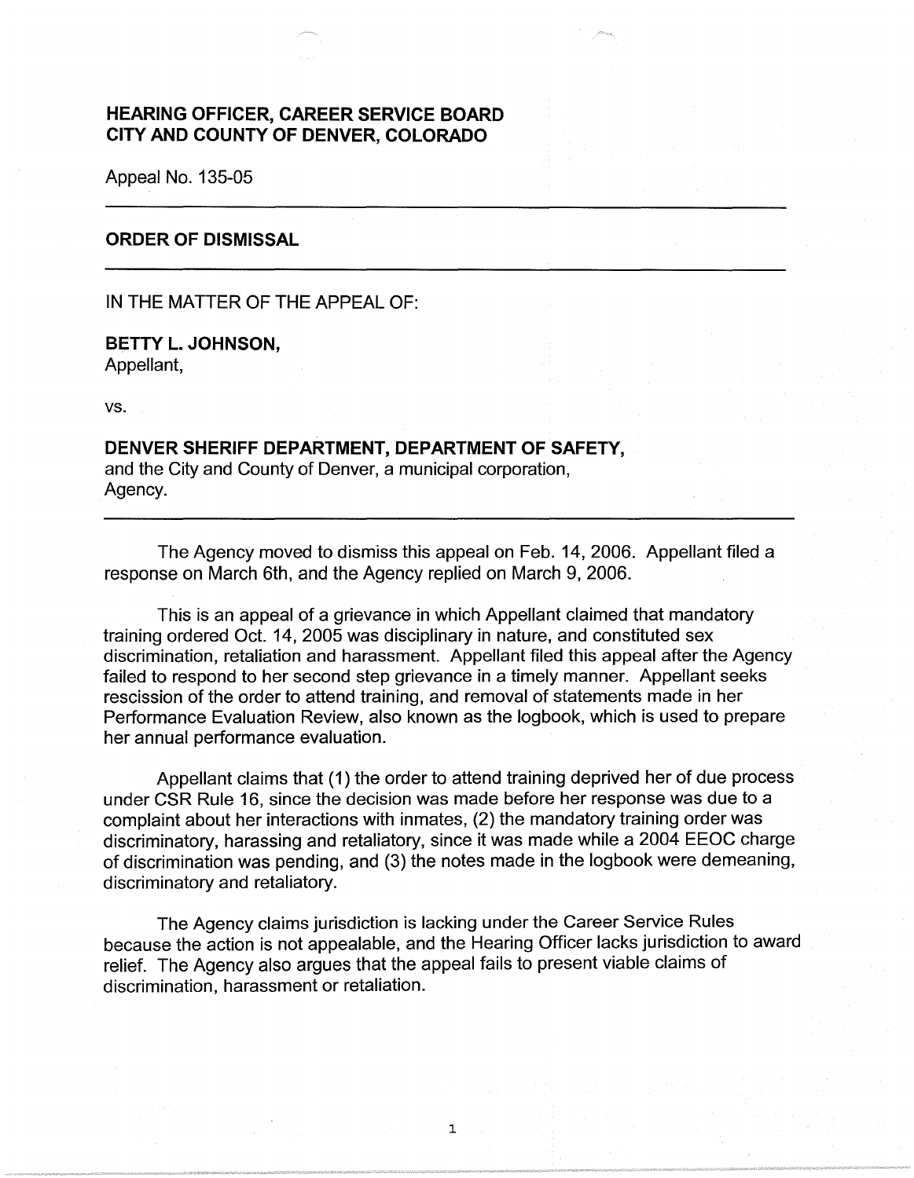**HEARING OFFICER, CAREER SERVICE BOARD**
**CITY AND COUNTY OF DENVER, COLORADO**

Appeal No. 135-05

---

**ORDER OF DISMISSAL**

---

IN THE MATTER OF THE APPEAL OF:

**BETTY L. JOHNSON,**
Appellant,

vs.

**DENVER SHERIFF DEPARTMENT, DEPARTMENT OF SAFETY,**
and the City and County of Denver, a municipal corporation,
Agency.

---

The Agency moved to dismiss this appeal on Feb. 14, 2006. Appellant filed a response on March 6th, and the Agency replied on March 9, 2006.

This is an appeal of a grievance in which Appellant claimed that mandatory training ordered Oct. 14, 2005 was disciplinary in nature, and constituted sex discrimination, retaliation and harassment. Appellant filed this appeal after the Agency failed to respond to her second step grievance in a timely manner. Appellant seeks rescission of the order to attend training, and removal of statements made in her Performance Evaluation Review, also known as the logbook, which is used to prepare her annual performance evaluation.

Appellant claims that (1) the order to attend training deprived her of due process under CSR Rule 16, since the decision was made before her response was due to a complaint about her interactions with inmates, (2) the mandatory training order was discriminatory, harassing and retaliatory, since it was made while a 2004 EEOC charge of discrimination was pending, and (3) the notes made in the logbook were demeaning, discriminatory and retaliatory.

The Agency claims jurisdiction is lacking under the Career Service Rules because the action is not appealable, and the Hearing Officer lacks jurisdiction to award relief. The Agency also argues that the appeal fails to present viable claims of discrimination, harassment or retaliation.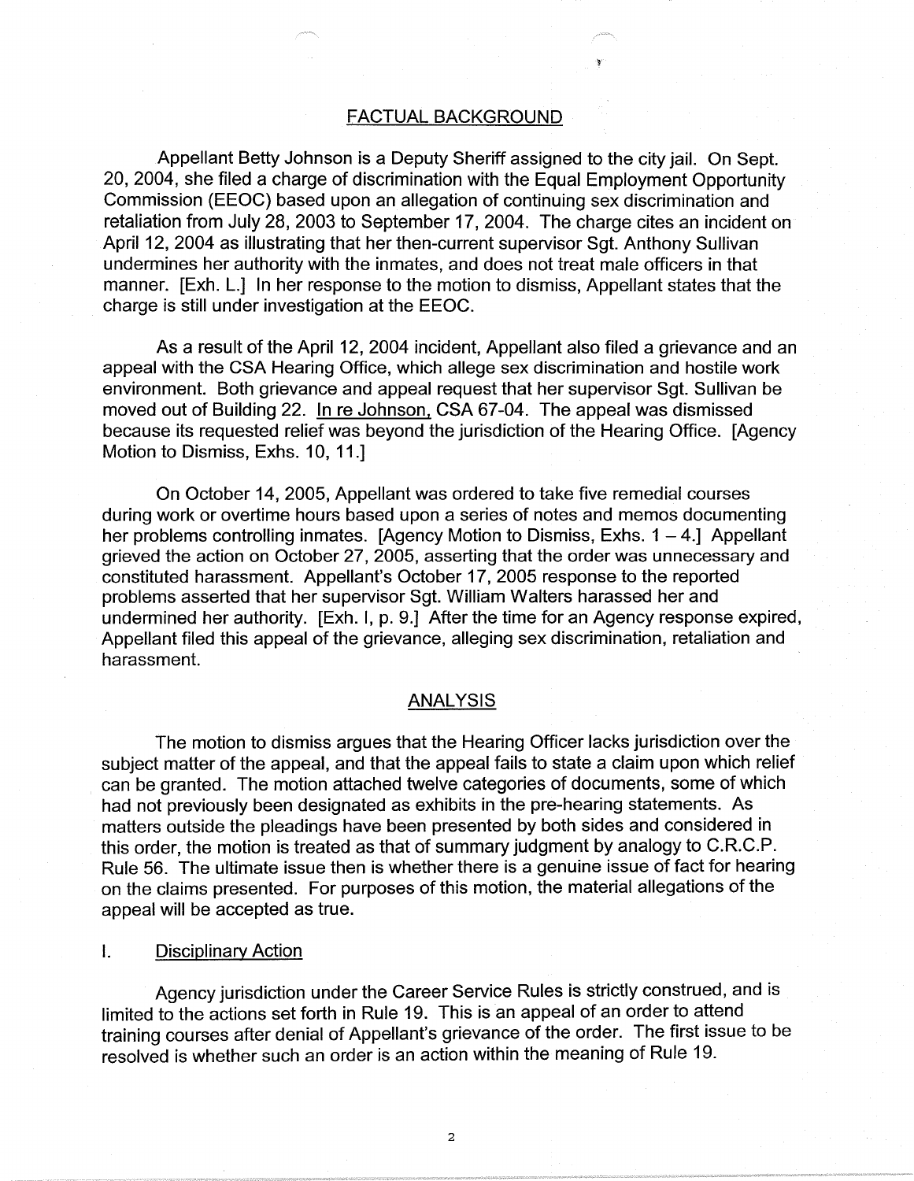## FACTUAL BACKGROUND

Appellant Betty Johnson is a Deputy Sheriff assigned to the city jail. On Sept. 20, 2004, she filed a charge of discrimination with the Equal Employment Opportunity Commission (EEOC) based upon an allegation of continuing sex discrimination and retaliation from July 28, 2003 to September 17, 2004. The charge cites an incident on April 12, 2004 as illustrating that her then-current supervisor Sgt. Anthony Sullivan undermines her authority with the inmates, and does not treat male officers in that manner. [Exh. L.] In her response to the motion to dismiss, Appellant states that the charge is still under investigation at the EEOC.

As a result of the April 12, 2004 incident, Appellant also filed a grievance and an appeal with the CSA Hearing Office, which allege sex discrimination and hostile work environment. Both grievance and appeal request that her supervisor Sgt. Sullivan be moved out of Building 22. In re Johnson, CSA 67-04. The appeal was dismissed because its requested relief was beyond the jurisdiction of the Hearing Office. [Agency Motion to Dismiss, Exhs. 10, 11.]

On October 14, 2005, Appellant was ordered to take five remedial courses during work or overtime hours based upon a series of notes and memos documenting her problems controlling inmates. [Agency Motion to Dismiss, Exhs. 1 – 4.] Appellant grieved the action on October 27, 2005, asserting that the order was unnecessary and constituted harassment. Appellant's October 17, 2005 response to the reported problems asserted that her supervisor Sgt. William Walters harassed her and undermined her authority. [Exh. I, p. 9.] After the time for an Agency response expired, Appellant filed this appeal of the grievance, alleging sex discrimination, retaliation and harassment.

## ANALYSIS

The motion to dismiss argues that the Hearing Officer lacks jurisdiction over the subject matter of the appeal, and that the appeal fails to state a claim upon which relief can be granted. The motion attached twelve categories of documents, some of which had not previously been designated as exhibits in the pre-hearing statements. As matters outside the pleadings have been presented by both sides and considered in this order, the motion is treated as that of summary judgment by analogy to C.R.C.P. Rule 56. The ultimate issue then is whether there is a genuine issue of fact for hearing on the claims presented. For purposes of this motion, the material allegations of the appeal will be accepted as true.

### I. Disciplinary Action

Agency jurisdiction under the Career Service Rules is strictly construed, and is limited to the actions set forth in Rule 19. This is an appeal of an order to attend training courses after denial of Appellant's grievance of the order. The first issue to be resolved is whether such an order is an action within the meaning of Rule 19.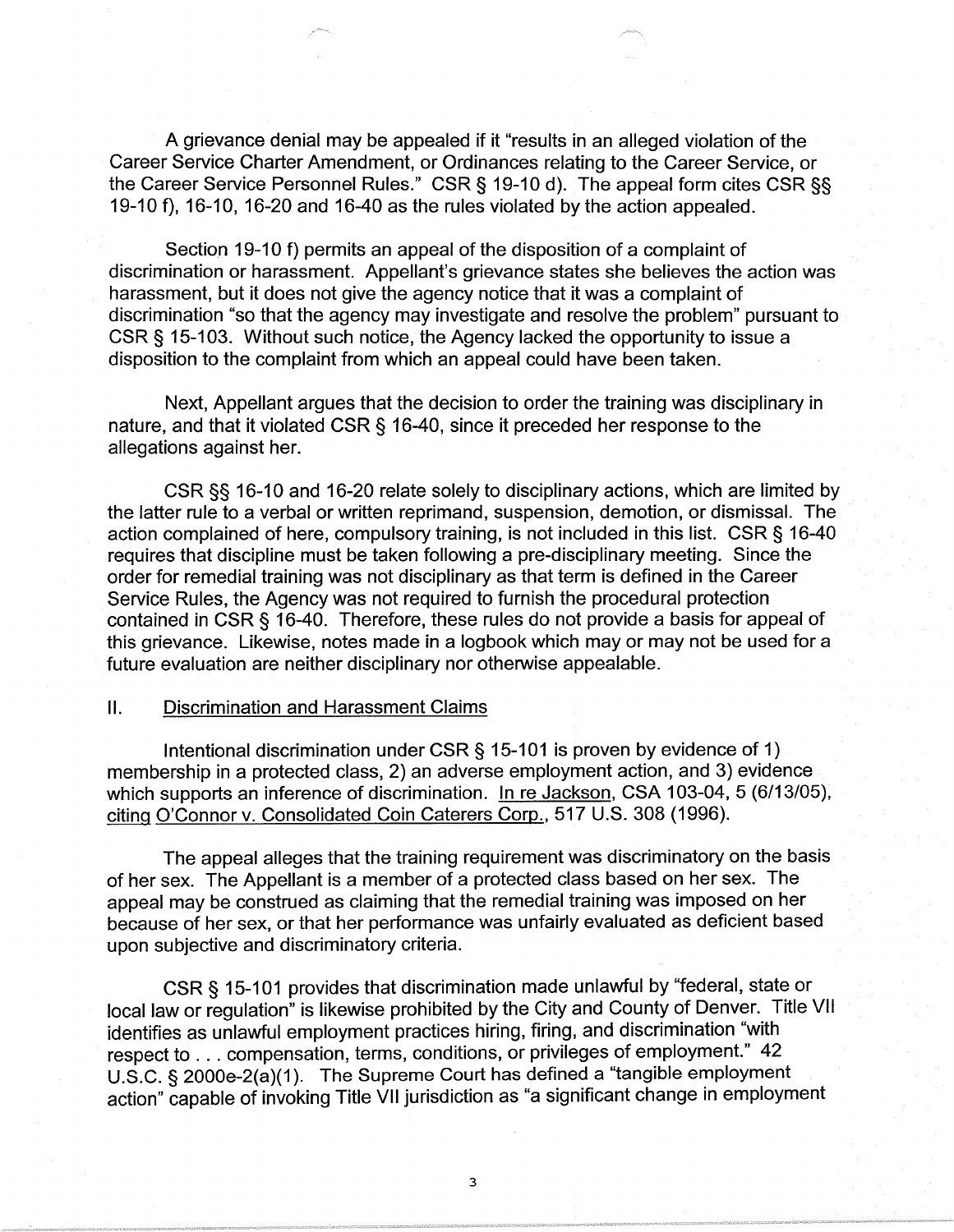A grievance denial may be appealed if it "results in an alleged violation of the Career Service Charter Amendment, or Ordinances relating to the Career Service, or the Career Service Personnel Rules." CSR § 19-10 d). The appeal form cites CSR §§ 19-10 f), 16-10, 16-20 and 16-40 as the rules violated by the action appealed.

Section 19-10 f) permits an appeal of the disposition of a complaint of discrimination or harassment. Appellant's grievance states she believes the action was harassment, but it does not give the agency notice that it was a complaint of discrimination "so that the agency may investigate and resolve the problem" pursuant to CSR § 15-103. Without such notice, the Agency lacked the opportunity to issue a disposition to the complaint from which an appeal could have been taken.

Next, Appellant argues that the decision to order the training was disciplinary in nature, and that it violated CSR § 16-40, since it preceded her response to the allegations against her.

CSR §§ 16-10 and 16-20 relate solely to disciplinary actions, which are limited by the latter rule to a verbal or written reprimand, suspension, demotion, or dismissal. The action complained of here, compulsory training, is not included in this list. CSR § 16-40 requires that discipline must be taken following a pre-disciplinary meeting. Since the order for remedial training was not disciplinary as that term is defined in the Career Service Rules, the Agency was not required to furnish the procedural protection contained in CSR § 16-40. Therefore, these rules do not provide a basis for appeal of this grievance. Likewise, notes made in a logbook which may or may not be used for a future evaluation are neither disciplinary nor otherwise appealable.

## II. Discrimination and Harassment Claims

Intentional discrimination under CSR § 15-101 is proven by evidence of 1) membership in a protected class, 2) an adverse employment action, and 3) evidence which supports an inference of discrimination. In re Jackson, CSA 103-04, 5 (6/13/05), citing O'Connor v. Consolidated Coin Caterers Corp., 517 U.S. 308 (1996).

The appeal alleges that the training requirement was discriminatory on the basis of her sex. The Appellant is a member of a protected class based on her sex. The appeal may be construed as claiming that the remedial training was imposed on her because of her sex, or that her performance was unfairly evaluated as deficient based upon subjective and discriminatory criteria.

CSR § 15-101 provides that discrimination made unlawful by "federal, state or local law or regulation" is likewise prohibited by the City and County of Denver. Title VII identifies as unlawful employment practices hiring, firing, and discrimination "with respect to . . . compensation, terms, conditions, or privileges of employment." 42 U.S.C. § 2000e-2(a)(1). The Supreme Court has defined a "tangible employment action" capable of invoking Title VII jurisdiction as "a significant change in employment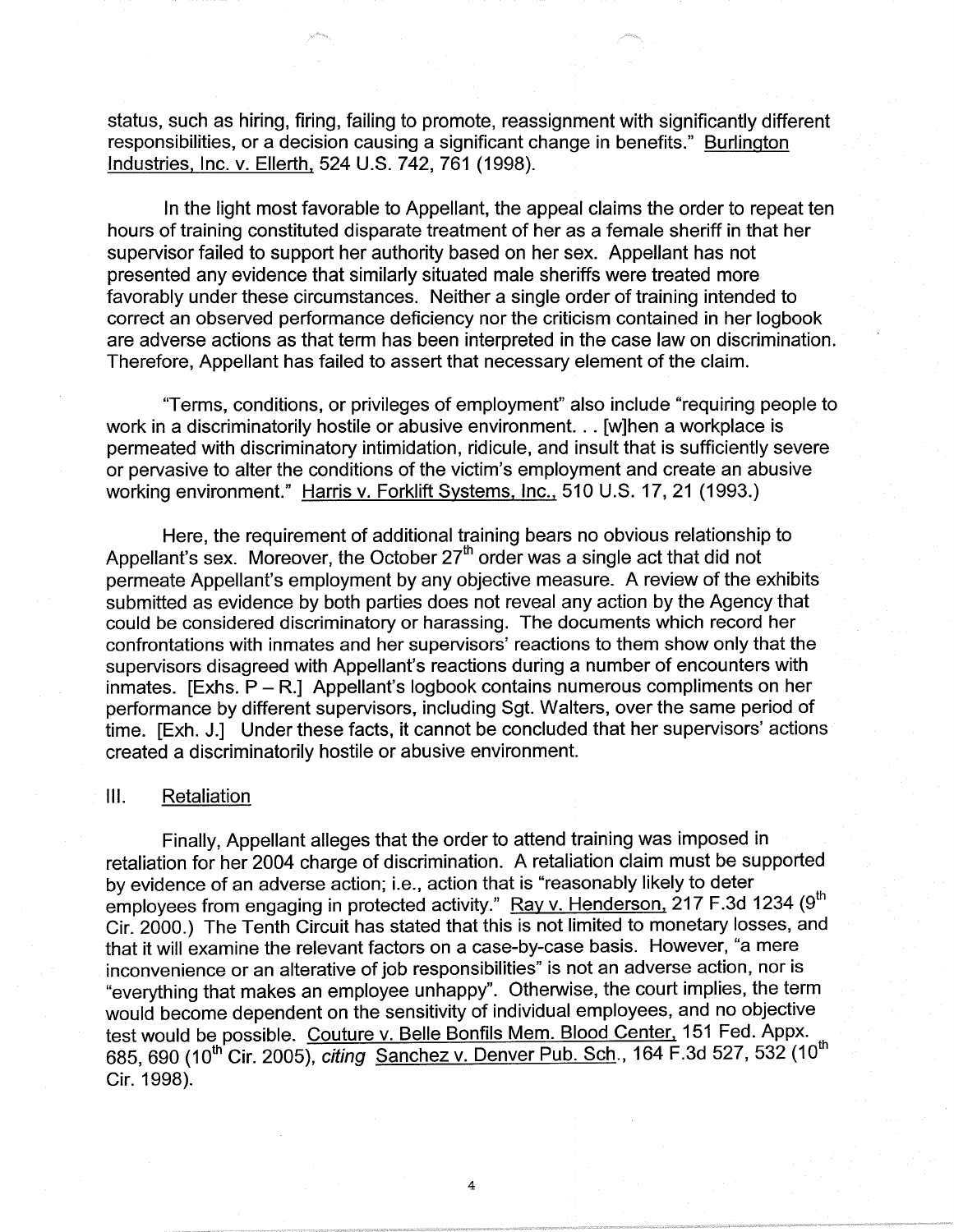status, such as hiring, firing, failing to promote, reassignment with significantly different responsibilities, or a decision causing a significant change in benefits." Burlington Industries, Inc. v. Ellerth, 524 U.S. 742, 761 (1998).

In the light most favorable to Appellant, the appeal claims the order to repeat ten hours of training constituted disparate treatment of her as a female sheriff in that her supervisor failed to support her authority based on her sex. Appellant has not presented any evidence that similarly situated male sheriffs were treated more favorably under these circumstances. Neither a single order of training intended to correct an observed performance deficiency nor the criticism contained in her logbook are adverse actions as that term has been interpreted in the case law on discrimination. Therefore, Appellant has failed to assert that necessary element of the claim.

"Terms, conditions, or privileges of employment" also include "requiring people to work in a discriminatorily hostile or abusive environment. . . [w]hen a workplace is permeated with discriminatory intimidation, ridicule, and insult that is sufficiently severe or pervasive to alter the conditions of the victim's employment and create an abusive working environment." Harris v. Forklift Systems, Inc., 510 U.S. 17, 21 (1993.)

Here, the requirement of additional training bears no obvious relationship to Appellant's sex. Moreover, the October 27th order was a single act that did not permeate Appellant's employment by any objective measure. A review of the exhibits submitted as evidence by both parties does not reveal any action by the Agency that could be considered discriminatory or harassing. The documents which record her confrontations with inmates and her supervisors' reactions to them show only that the supervisors disagreed with Appellant's reactions during a number of encounters with inmates. [Exhs. P – R.] Appellant's logbook contains numerous compliments on her performance by different supervisors, including Sgt. Walters, over the same period of time. [Exh. J.] Under these facts, it cannot be concluded that her supervisors' actions created a discriminatorily hostile or abusive environment.

## III. Retaliation

Finally, Appellant alleges that the order to attend training was imposed in retaliation for her 2004 charge of discrimination. A retaliation claim must be supported by evidence of an adverse action; i.e., action that is "reasonably likely to deter employees from engaging in protected activity." Ray v. Henderson, 217 F.3d 1234 (9th Cir. 2000.) The Tenth Circuit has stated that this is not limited to monetary losses, and that it will examine the relevant factors on a case-by-case basis. However, "a mere inconvenience or an alterative of job responsibilities" is not an adverse action, nor is "everything that makes an employee unhappy". Otherwise, the court implies, the term would become dependent on the sensitivity of individual employees, and no objective test would be possible. Couture v. Belle Bonfils Mem. Blood Center, 151 Fed. Appx. 685, 690 (10th Cir. 2005), *citing* Sanchez v. Denver Pub. Sch., 164 F.3d 527, 532 (10th Cir. 1998).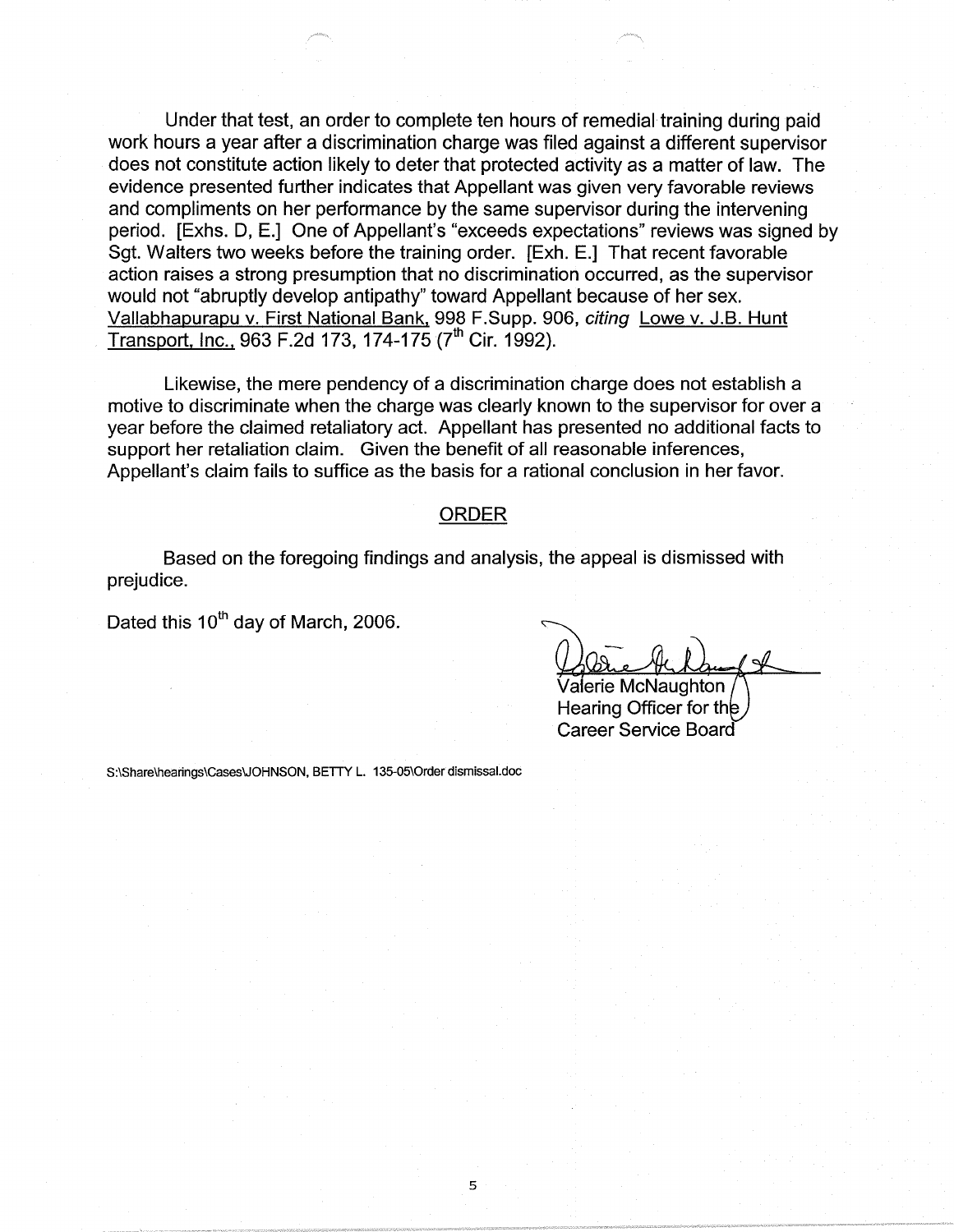Under that test, an order to complete ten hours of remedial training during paid work hours a year after a discrimination charge was filed against a different supervisor does not constitute action likely to deter that protected activity as a matter of law. The evidence presented further indicates that Appellant was given very favorable reviews and compliments on her performance by the same supervisor during the intervening period. [Exhs. D, E.] One of Appellant's "exceeds expectations" reviews was signed by Sgt. Walters two weeks before the training order. [Exh. E.] That recent favorable action raises a strong presumption that no discrimination occurred, as the supervisor would not "abruptly develop antipathy" toward Appellant because of her sex. Vallabhapurapu v. First National Bank, 998 F.Supp. 906, *citing* Lowe v. J.B. Hunt Transport, Inc., 963 F.2d 173, 174-175 (7th Cir. 1992).

Likewise, the mere pendency of a discrimination charge does not establish a motive to discriminate when the charge was clearly known to the supervisor for over a year before the claimed retaliatory act. Appellant has presented no additional facts to support her retaliation claim. Given the benefit of all reasonable inferences, Appellant's claim fails to suffice as the basis for a rational conclusion in her favor.

## ORDER

Based on the foregoing findings and analysis, the appeal is dismissed with prejudice.

Dated this 10th day of March, 2006.

Valerie McNaughton
Hearing Officer for the
Career Service Board

S:\Share\hearings\Cases\JOHNSON, BETTY L. 135-05\Order dismissal.doc